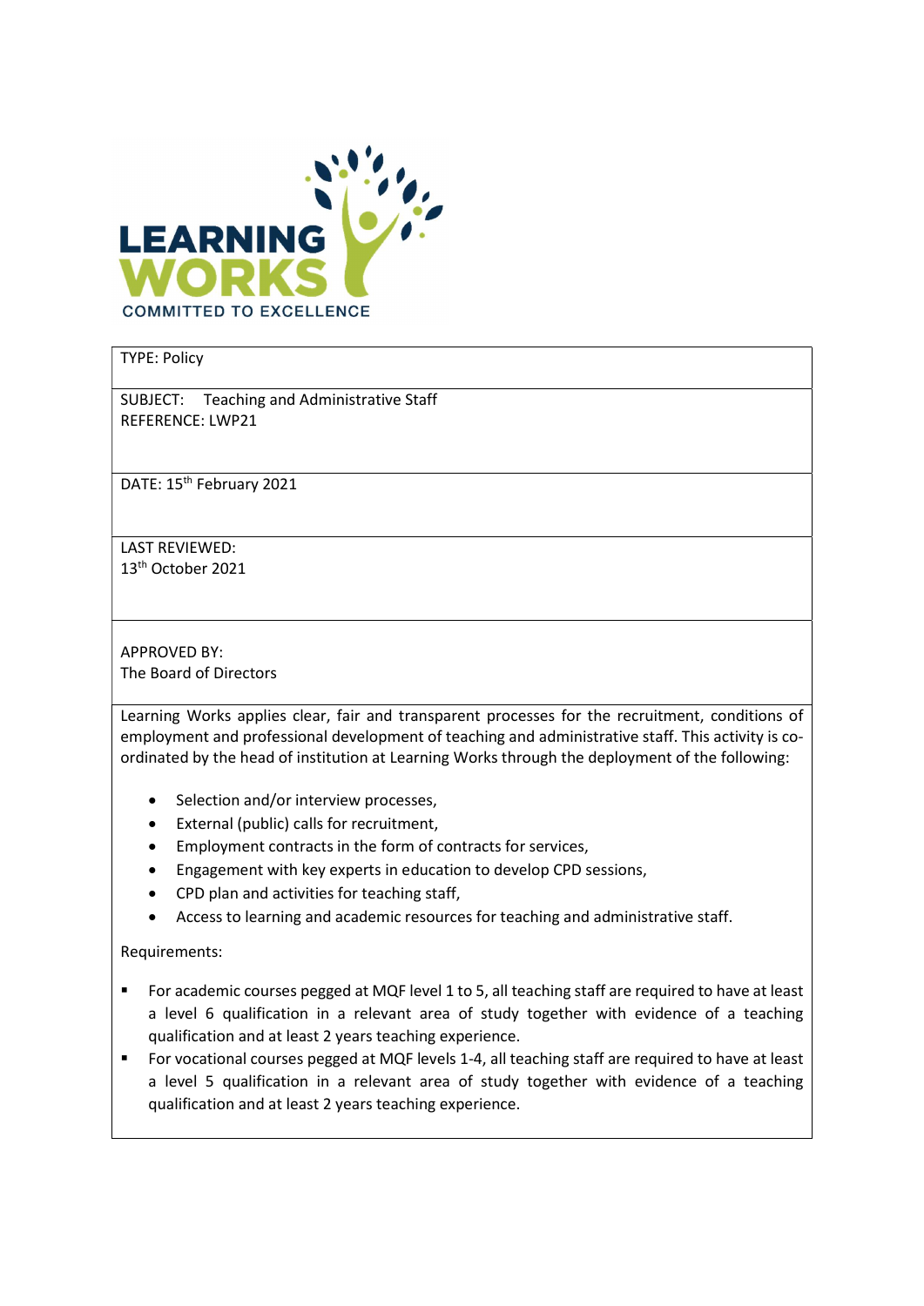LEARNING WORKS
COMMITTED TO EXCELLENCE

TYPE: Policy

SUBJECT: Teaching and Administrative Staff
REFERENCE: LWP21

DATE: 15th February 2021

LAST REVIEWED:
13th October 2021

APPROVED BY:
The Board of Directors

Learning Works applies clear, fair and transparent processes for the recruitment, conditions of employment and professional development of teaching and administrative staff. This activity is co-ordinated by the head of institution at Learning Works through the deployment of the following:

- Selection and/or interview processes,
- External (public) calls for recruitment,
- Employment contracts in the form of contracts for services,
- Engagement with key experts in education to develop CPD sessions,
- CPD plan and activities for teaching staff,
- Access to learning and academic resources for teaching and administrative staff.

Requirements:

- For academic courses pegged at MQF level 1 to 5, all teaching staff are required to have at least a level 6 qualification in a relevant area of study together with evidence of a teaching qualification and at least 2 years teaching experience.
- For vocational courses pegged at MQF levels 1-4, all teaching staff are required to have at least a level 5 qualification in a relevant area of study together with evidence of a teaching qualification and at least 2 years teaching experience.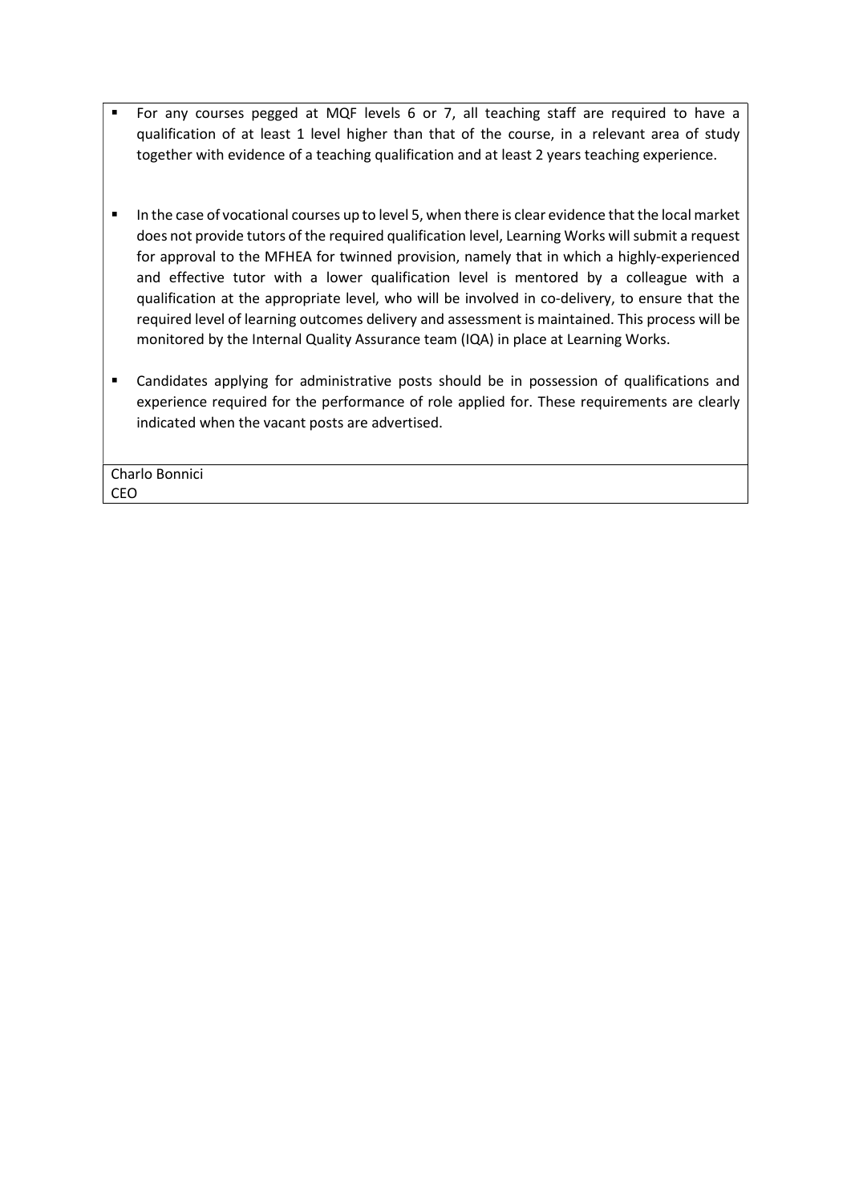- For any courses pegged at MQF levels 6 or 7, all teaching staff are required to have a qualification of at least 1 level higher than that of the course, in a relevant area of study together with evidence of a teaching qualification and at least 2 years teaching experience.

- In the case of vocational courses up to level 5, when there is clear evidence that the local market does not provide tutors of the required qualification level, Learning Works will submit a request for approval to the MFHEA for twinned provision, namely that in which a highly-experienced and effective tutor with a lower qualification level is mentored by a colleague with a qualification at the appropriate level, who will be involved in co-delivery, to ensure that the required level of learning outcomes delivery and assessment is maintained. This process will be monitored by the Internal Quality Assurance team (IQA) in place at Learning Works.

- Candidates applying for administrative posts should be in possession of qualifications and experience required for the performance of role applied for. These requirements are clearly indicated when the vacant posts are advertised.

Charlo Bonnici
CEO